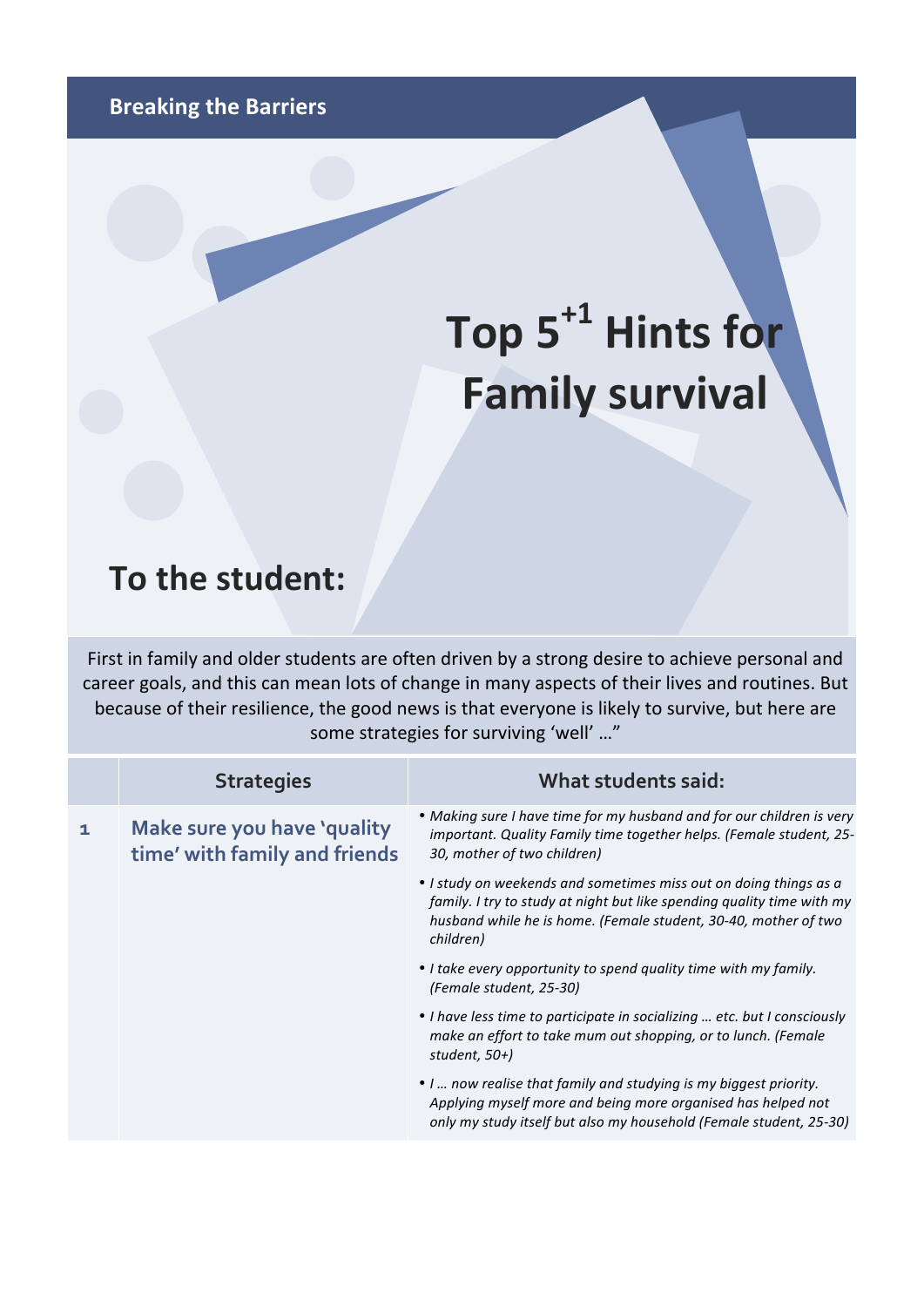Breaking the Barriers

# Top 5$^{+1}$ Hints for Family survival

## To the student:

First in family and older students are often driven by a strong desire to achieve personal and career goals, and this can mean lots of change in many aspects of their lives and routines. But because of their resilience, the good news is that everyone is likely to survive, but here are some strategies for surviving 'well' …"

| | Strategies | What students said: |
|---|---|---|
| 1 | **Make sure you have 'quality time' with family and friends** | • *Making sure I have time for my husband and for our children is very important. Quality Family time together helps. (Female student, 25-30, mother of two children)*<br>• *I study on weekends and sometimes miss out on doing things as a family. I try to study at night but like spending quality time with my husband while he is home. (Female student, 30-40, mother of two children)*<br>• *I take every opportunity to spend quality time with my family. (Female student, 25-30)*<br>• *I have less time to participate in socializing … etc. but I consciously make an effort to take mum out shopping, or to lunch. (Female student, 50+)*<br>• *I … now realise that family and studying is my biggest priority. Applying myself more and being more organised has helped not only my study itself but also my household (Female student, 25-30)* |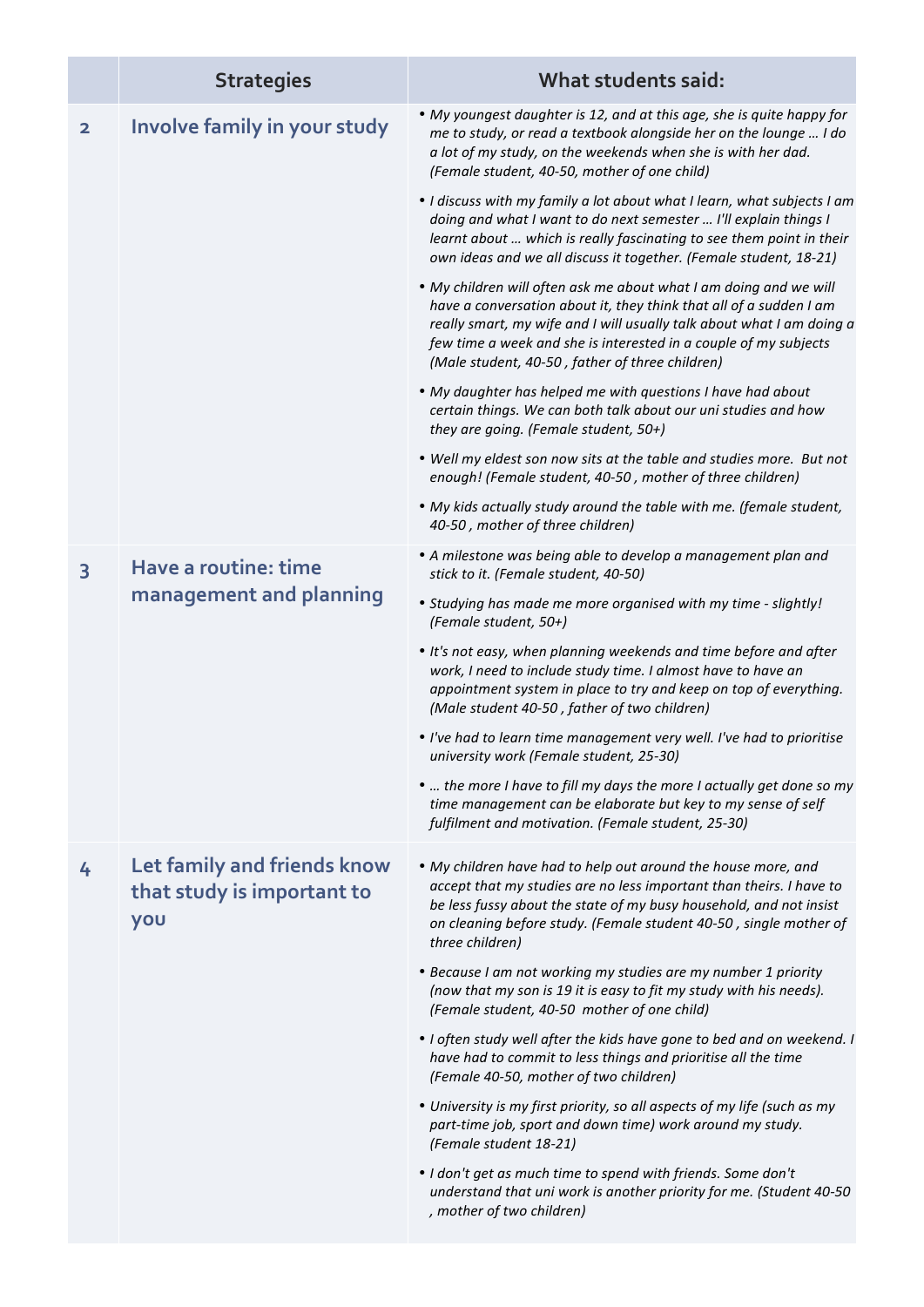| | Strategies | What students said: |
|---|---|---|
| 2 | **Involve family in your study** | • *My youngest daughter is 12, and at this age, she is quite happy for me to study, or read a textbook alongside her on the lounge … I do a lot of my study, on the weekends when she is with her dad. (Female student, 40-50, mother of one child)*<br>• *I discuss with my family a lot about what I learn, what subjects I am doing and what I want to do next semester … I'll explain things I learnt about … which is really fascinating to see them point in their own ideas and we all discuss it together. (Female student, 18-21)*<br>• *My children will often ask me about what I am doing and we will have a conversation about it, they think that all of a sudden I am really smart, my wife and I will usually talk about what I am doing a few time a week and she is interested in a couple of my subjects (Male student, 40-50 , father of three children)*<br>• *My daughter has helped me with questions I have had about certain things. We can both talk about our uni studies and how they are going. (Female student, 50+)*<br>• *Well my eldest son now sits at the table and studies more. But not enough! (Female student, 40-50 , mother of three children)*<br>• *My kids actually study around the table with me. (female student, 40-50 , mother of three children)* |
| 3 | **Have a routine: time management and planning** | • *A milestone was being able to develop a management plan and stick to it. (Female student, 40-50)*<br>• *Studying has made me more organised with my time - slightly! (Female student, 50+)*<br>• *It's not easy, when planning weekends and time before and after work, I need to include study time. I almost have to have an appointment system in place to try and keep on top of everything. (Male student 40-50 , father of two children)*<br>• *I've had to learn time management very well. I've had to prioritise university work (Female student, 25-30)*<br>• *… the more I have to fill my days the more I actually get done so my time management can be elaborate but key to my sense of self fulfilment and motivation. (Female student, 25-30)* |
| 4 | **Let family and friends know that study is important to you** | • *My children have had to help out around the house more, and accept that my studies are no less important than theirs. I have to be less fussy about the state of my busy household, and not insist on cleaning before study. (Female student 40-50 , single mother of three children)*<br>• *Because I am not working my studies are my number 1 priority (now that my son is 19 it is easy to fit my study with his needs). (Female student, 40-50 mother of one child)*<br>• *I often study well after the kids have gone to bed and on weekend. I have had to commit to less things and prioritise all the time (Female 40-50, mother of two children)*<br>• *University is my first priority, so all aspects of my life (such as my part-time job, sport and down time) work around my study. (Female student 18-21)*<br>• *I don't get as much time to spend with friends. Some don't understand that uni work is another priority for me. (Student 40-50 , mother of two children)* |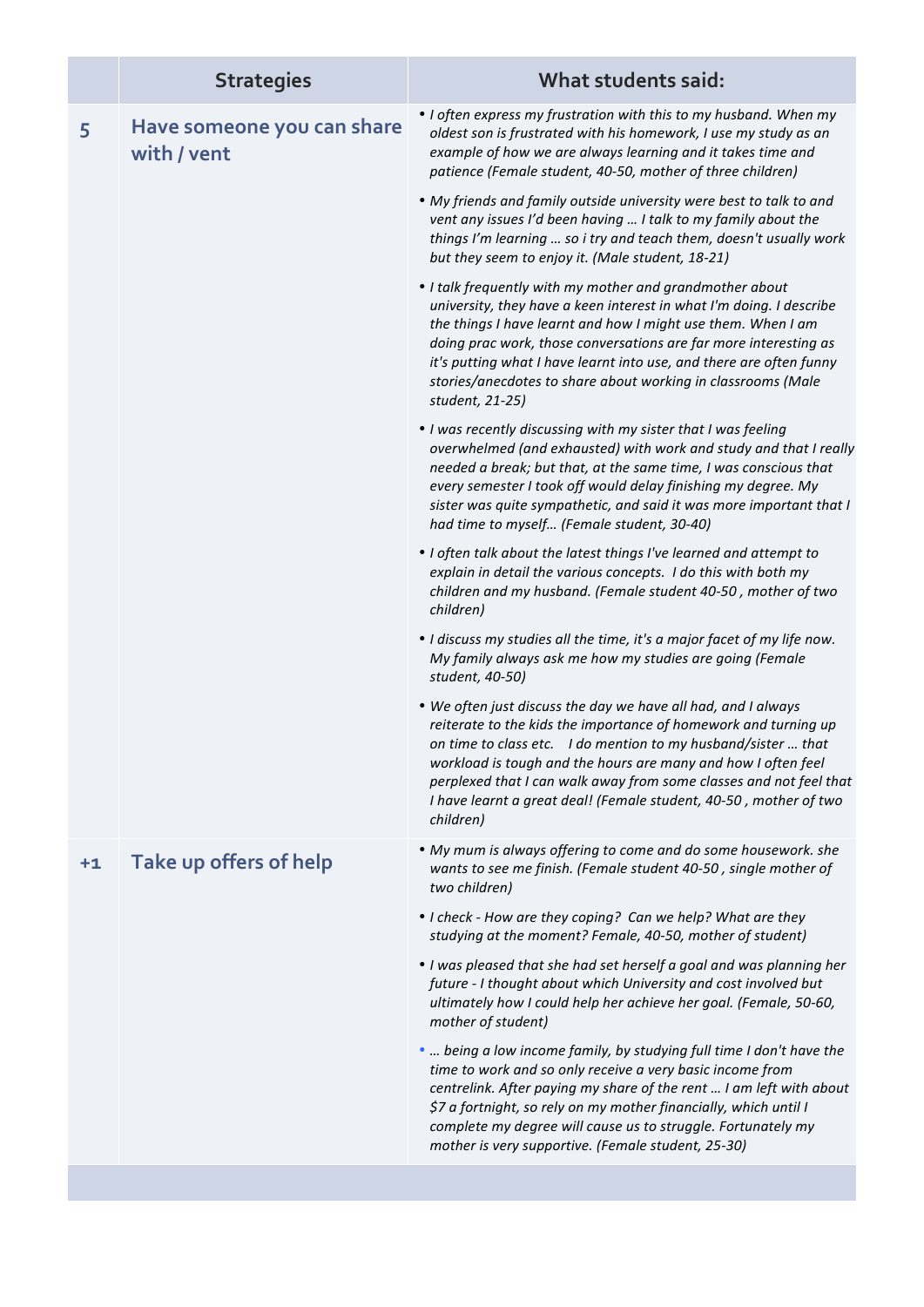| | Strategies | What students said: |
|---|---|---|
| 5 | Have someone you can share with / vent | • *I often express my frustration with this to my husband. When my oldest son is frustrated with his homework, I use my study as an example of how we are always learning and it takes time and patience (Female student, 40-50, mother of three children)*<br>• *My friends and family outside university were best to talk to and vent any issues I'd been having … I talk to my family about the things I'm learning … so i try and teach them, doesn't usually work but they seem to enjoy it. (Male student, 18-21)*<br>• *I talk frequently with my mother and grandmother about university, they have a keen interest in what I'm doing. I describe the things I have learnt and how I might use them. When I am doing prac work, those conversations are far more interesting as it's putting what I have learnt into use, and there are often funny stories/anecdotes to share about working in classrooms (Male student, 21-25)*<br>• *I was recently discussing with my sister that I was feeling overwhelmed (and exhausted) with work and study and that I really needed a break; but that, at the same time, I was conscious that every semester I took off would delay finishing my degree. My sister was quite sympathetic, and said it was more important that I had time to myself… (Female student, 30-40)*<br>• *I often talk about the latest things I've learned and attempt to explain in detail the various concepts. I do this with both my children and my husband. (Female student 40-50 , mother of two children)*<br>• *I discuss my studies all the time, it's a major facet of my life now. My family always ask me how my studies are going (Female student, 40-50)*<br>• *We often just discuss the day we have all had, and I always reiterate to the kids the importance of homework and turning up on time to class etc. I do mention to my husband/sister … that workload is tough and the hours are many and how I often feel perplexed that I can walk away from some classes and not feel that I have learnt a great deal! (Female student, 40-50 , mother of two children)* |
| +1 | Take up offers of help | • *My mum is always offering to come and do some housework. she wants to see me finish. (Female student 40-50 , single mother of two children)*<br>• *I check - How are they coping? Can we help? What are they studying at the moment? Female, 40-50, mother of student)*<br>• *I was pleased that she had set herself a goal and was planning her future - I thought about which University and cost involved but ultimately how I could help her achieve her goal. (Female, 50-60, mother of student)*<br>• *… being a low income family, by studying full time I don't have the time to work and so only receive a very basic income from centrelink. After paying my share of the rent … I am left with about $7 a fortnight, so rely on my mother financially, which until I complete my degree will cause us to struggle. Fortunately my mother is very supportive. (Female student, 25-30)* |